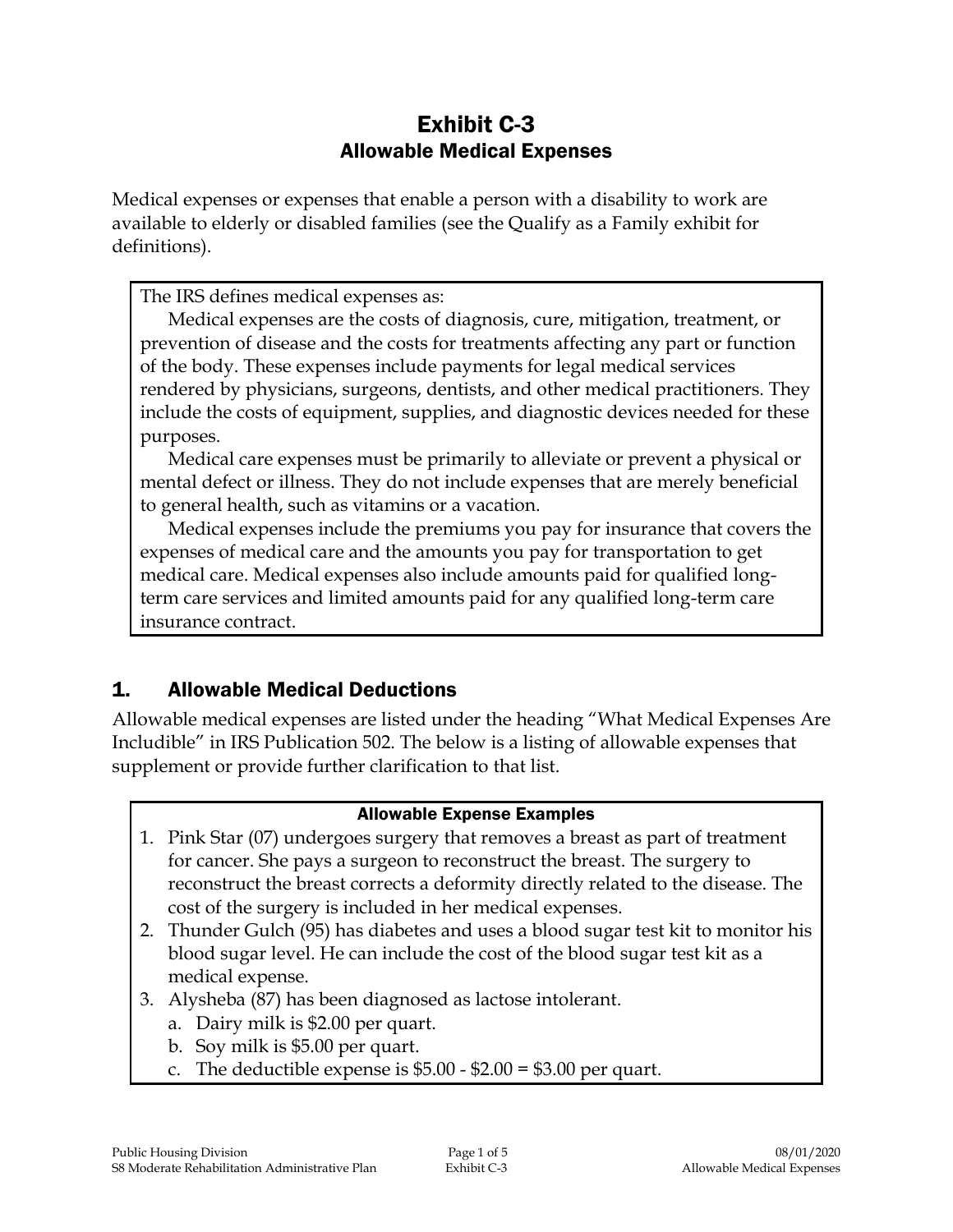# Exhibit C-3
## Allowable Medical Expenses

Medical expenses or expenses that enable a person with a disability to work are available to elderly or disabled families (see the Qualify as a Family exhibit for definitions).

> The IRS defines medical expenses as:
>
> Medical expenses are the costs of diagnosis, cure, mitigation, treatment, or prevention of disease and the costs for treatments affecting any part or function of the body. These expenses include payments for legal medical services rendered by physicians, surgeons, dentists, and other medical practitioners. They include the costs of equipment, supplies, and diagnostic devices needed for these purposes.
>
> Medical care expenses must be primarily to alleviate or prevent a physical or mental defect or illness. They do not include expenses that are merely beneficial to general health, such as vitamins or a vacation.
>
> Medical expenses include the premiums you pay for insurance that covers the expenses of medical care and the amounts you pay for transportation to get medical care. Medical expenses also include amounts paid for qualified long-term care services and limited amounts paid for any qualified long-term care insurance contract.

## 1. Allowable Medical Deductions

Allowable medical expenses are listed under the heading "What Medical Expenses Are Includible" in IRS Publication 502. The below is a listing of allowable expenses that supplement or provide further clarification to that list.

**Allowable Expense Examples**

1. Pink Star (07) undergoes surgery that removes a breast as part of treatment for cancer. She pays a surgeon to reconstruct the breast. The surgery to reconstruct the breast corrects a deformity directly related to the disease. The cost of the surgery is included in her medical expenses.
2. Thunder Gulch (95) has diabetes and uses a blood sugar test kit to monitor his blood sugar level. He can include the cost of the blood sugar test kit as a medical expense.
3. Alysheba (87) has been diagnosed as lactose intolerant.
   a. Dairy milk is $2.00 per quart.
   b. Soy milk is $5.00 per quart.
   c. The deductible expense is $5.00 - $2.00 = $3.00 per quart.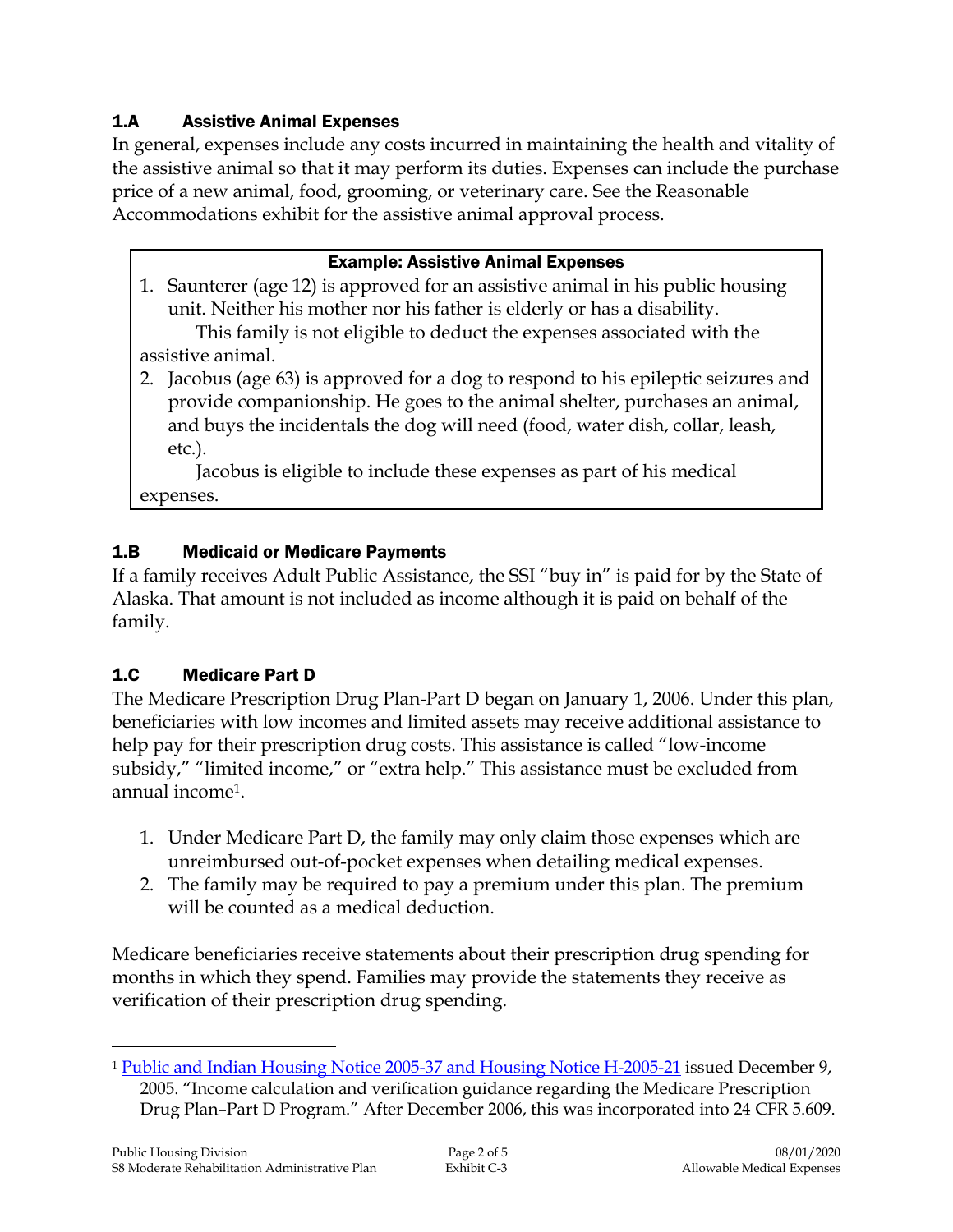### 1.A Assistive Animal Expenses

In general, expenses include any costs incurred in maintaining the health and vitality of the assistive animal so that it may perform its duties. Expenses can include the purchase price of a new animal, food, grooming, or veterinary care. See the Reasonable Accommodations exhibit for the assistive animal approval process.

> **Example: Assistive Animal Expenses**
>
> 1. Saunterer (age 12) is approved for an assistive animal in his public housing unit. Neither his mother nor his father is elderly or has a disability.
>
>    This family is not eligible to deduct the expenses associated with the assistive animal.
> 2. Jacobus (age 63) is approved for a dog to respond to his epileptic seizures and provide companionship. He goes to the animal shelter, purchases an animal, and buys the incidentals the dog will need (food, water dish, collar, leash, etc.).
>
>    Jacobus is eligible to include these expenses as part of his medical expenses.

### 1.B Medicaid or Medicare Payments

If a family receives Adult Public Assistance, the SSI "buy in" is paid for by the State of Alaska. That amount is not included as income although it is paid on behalf of the family.

### 1.C Medicare Part D

The Medicare Prescription Drug Plan-Part D began on January 1, 2006. Under this plan, beneficiaries with low incomes and limited assets may receive additional assistance to help pay for their prescription drug costs. This assistance is called "low-income subsidy," "limited income," or "extra help." This assistance must be excluded from annual income[1].

1. Under Medicare Part D, the family may only claim those expenses which are unreimbursed out-of-pocket expenses when detailing medical expenses.
2. The family may be required to pay a premium under this plan. The premium will be counted as a medical deduction.

Medicare beneficiaries receive statements about their prescription drug spending for months in which they spend. Families may provide the statements they receive as verification of their prescription drug spending.

---

[1] Public and Indian Housing Notice 2005-37 and Housing Notice H-2005-21 issued December 9, 2005. "Income calculation and verification guidance regarding the Medicare Prescription Drug Plan–Part D Program." After December 2006, this was incorporated into 24 CFR 5.609.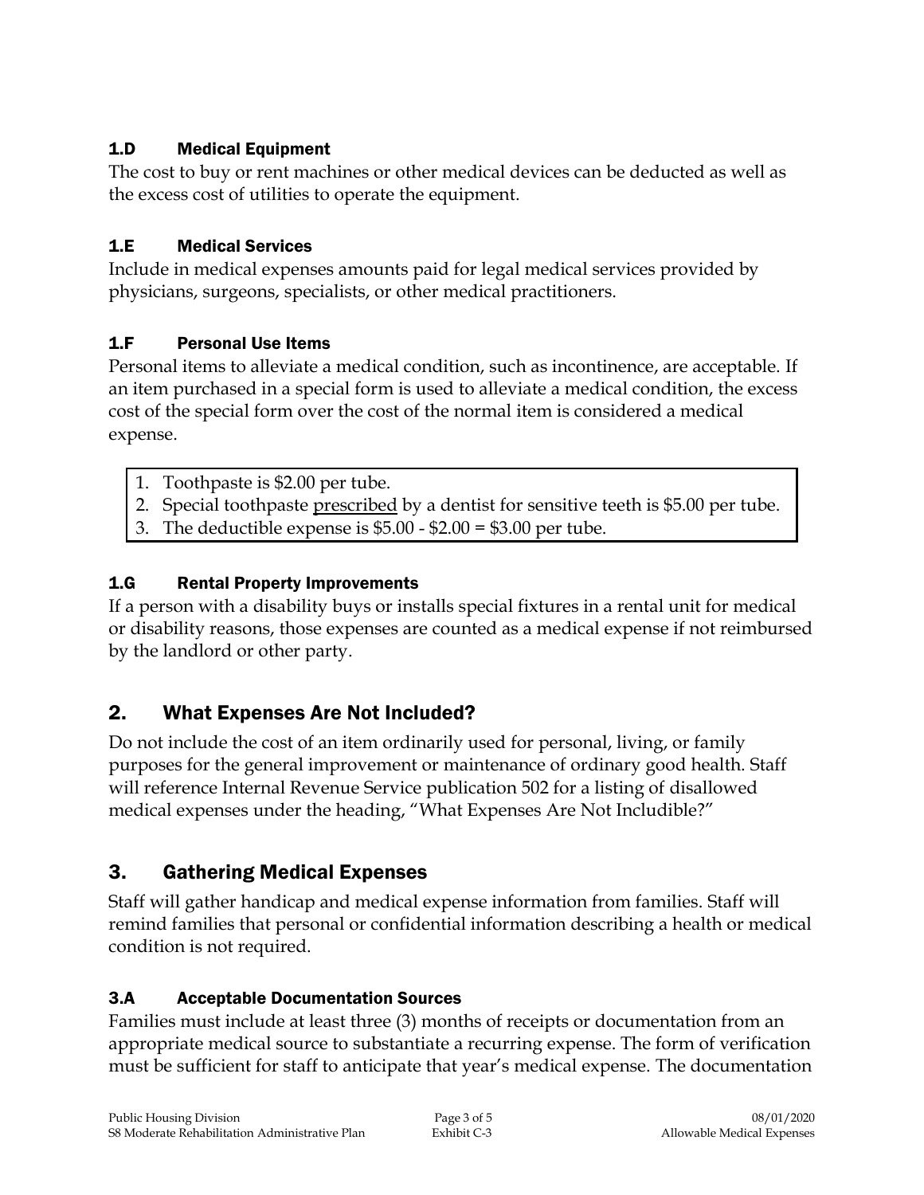### 1.D Medical Equipment

The cost to buy or rent machines or other medical devices can be deducted as well as the excess cost of utilities to operate the equipment.

### 1.E Medical Services

Include in medical expenses amounts paid for legal medical services provided by physicians, surgeons, specialists, or other medical practitioners.

### 1.F Personal Use Items

Personal items to alleviate a medical condition, such as incontinence, are acceptable. If an item purchased in a special form is used to alleviate a medical condition, the excess cost of the special form over the cost of the normal item is considered a medical expense.

1. Toothpaste is $2.00 per tube.
2. Special toothpaste <u>prescribed</u> by a dentist for sensitive teeth is $5.00 per tube.
3. The deductible expense is $5.00 - $2.00 = $3.00 per tube.

### 1.G Rental Property Improvements

If a person with a disability buys or installs special fixtures in a rental unit for medical or disability reasons, those expenses are counted as a medical expense if not reimbursed by the landlord or other party.

## 2. What Expenses Are Not Included?

Do not include the cost of an item ordinarily used for personal, living, or family purposes for the general improvement or maintenance of ordinary good health. Staff will reference Internal Revenue Service publication 502 for a listing of disallowed medical expenses under the heading, "What Expenses Are Not Includible?"

## 3. Gathering Medical Expenses

Staff will gather handicap and medical expense information from families. Staff will remind families that personal or confidential information describing a health or medical condition is not required.

### 3.A Acceptable Documentation Sources

Families must include at least three (3) months of receipts or documentation from an appropriate medical source to substantiate a recurring expense. The form of verification must be sufficient for staff to anticipate that year's medical expense. The documentation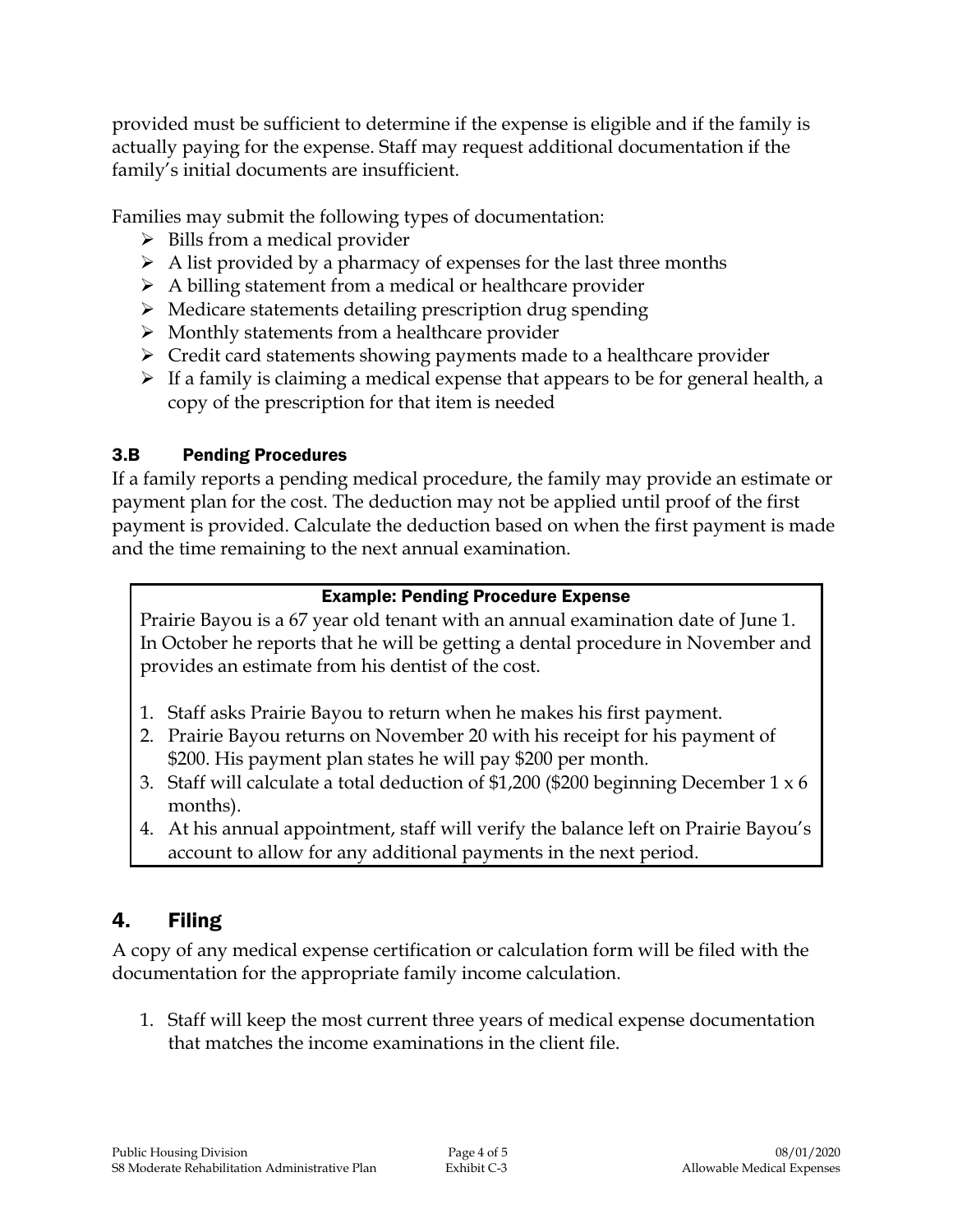provided must be sufficient to determine if the expense is eligible and if the family is actually paying for the expense. Staff may request additional documentation if the family's initial documents are insufficient.

Families may submit the following types of documentation:

- Bills from a medical provider
- A list provided by a pharmacy of expenses for the last three months
- A billing statement from a medical or healthcare provider
- Medicare statements detailing prescription drug spending
- Monthly statements from a healthcare provider
- Credit card statements showing payments made to a healthcare provider
- If a family is claiming a medical expense that appears to be for general health, a copy of the prescription for that item is needed

### 3.B Pending Procedures

If a family reports a pending medical procedure, the family may provide an estimate or payment plan for the cost. The deduction may not be applied until proof of the first payment is provided. Calculate the deduction based on when the first payment is made and the time remaining to the next annual examination.

**Example: Pending Procedure Expense**

Prairie Bayou is a 67 year old tenant with an annual examination date of June 1. In October he reports that he will be getting a dental procedure in November and provides an estimate from his dentist of the cost.

1. Staff asks Prairie Bayou to return when he makes his first payment.
2. Prairie Bayou returns on November 20 with his receipt for his payment of $200. His payment plan states he will pay $200 per month.
3. Staff will calculate a total deduction of $1,200 ($200 beginning December 1 x 6 months).
4. At his annual appointment, staff will verify the balance left on Prairie Bayou's account to allow for any additional payments in the next period.

## 4. Filing

A copy of any medical expense certification or calculation form will be filed with the documentation for the appropriate family income calculation.

1. Staff will keep the most current three years of medical expense documentation that matches the income examinations in the client file.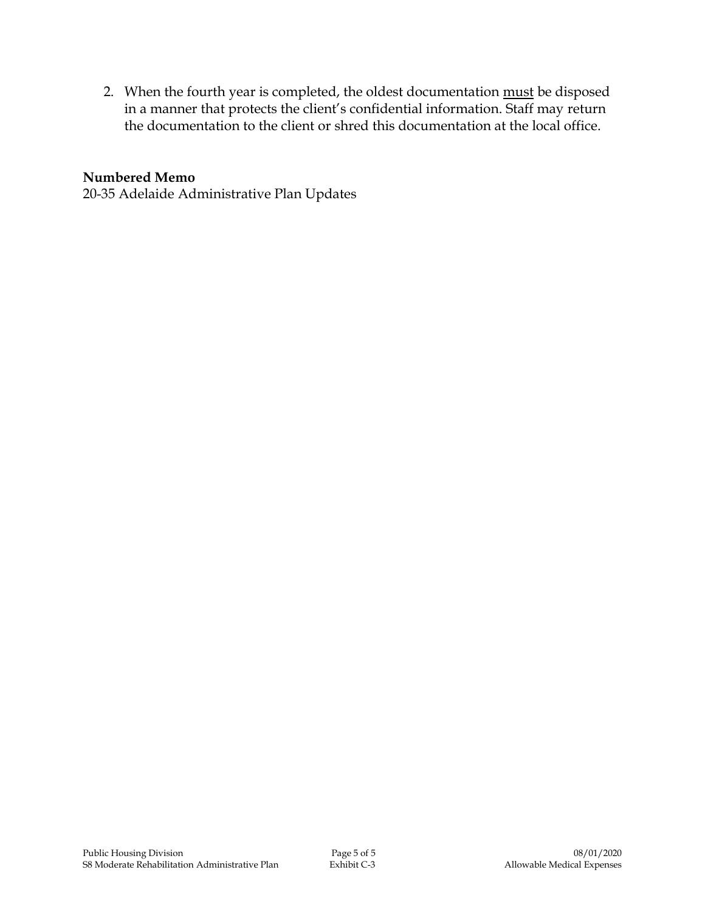2. When the fourth year is completed, the oldest documentation <u>must</u> be disposed in a manner that protects the client's confidential information. Staff may return the documentation to the client or shred this documentation at the local office.

**Numbered Memo**

20-35 Adelaide Administrative Plan Updates